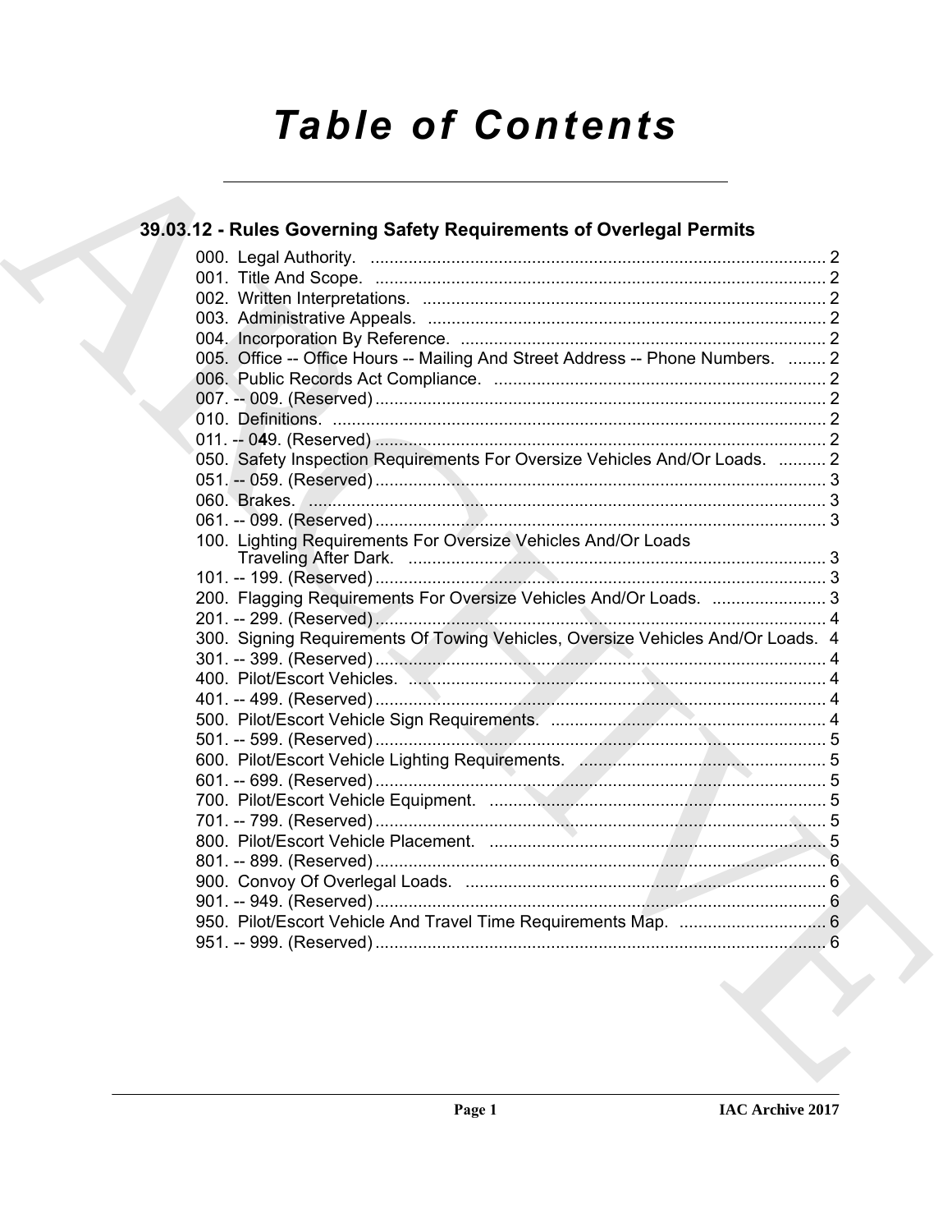# Table of Contents

## 39.03.12 - Rules Governing Safety Requirements of Overlegal Permits

000. Legal Authority. ... 2
001. Title And Scope. ... 2
002. Written Interpretations. ... 2
003. Administrative Appeals. ... 2
004. Incorporation By Reference. ... 2
005. Office -- Office Hours -- Mailing And Street Address -- Phone Numbers. ... 2
006. Public Records Act Compliance. ... 2
007. -- 009. (Reserved) ... 2
010. Definitions. ... 2
011. -- 049. (Reserved) ... 2
050. Safety Inspection Requirements For Oversize Vehicles And/Or Loads. ... 2
051. -- 059. (Reserved) ... 3
060. Brakes. ... 3
061. -- 099. (Reserved) ... 3
100. Lighting Requirements For Oversize Vehicles And/Or Loads Traveling After Dark. ... 3
101. -- 199. (Reserved) ... 3
200. Flagging Requirements For Oversize Vehicles And/Or Loads. ... 3
201. -- 299. (Reserved) ... 4
300. Signing Requirements Of Towing Vehicles, Oversize Vehicles And/Or Loads. 4
301. -- 399. (Reserved) ... 4
400. Pilot/Escort Vehicles. ... 4
401. -- 499. (Reserved) ... 4
500. Pilot/Escort Vehicle Sign Requirements. ... 4
501. -- 599. (Reserved) ... 5
600. Pilot/Escort Vehicle Lighting Requirements. ... 5
601. -- 699. (Reserved) ... 5
700. Pilot/Escort Vehicle Equipment. ... 5
701. -- 799. (Reserved) ... 5
800. Pilot/Escort Vehicle Placement. ... 5
801. -- 899. (Reserved) ... 6
900. Convoy Of Overlegal Loads. ... 6
901. -- 949. (Reserved) ... 6
950. Pilot/Escort Vehicle And Travel Time Requirements Map. ... 6
951. -- 999. (Reserved) ... 6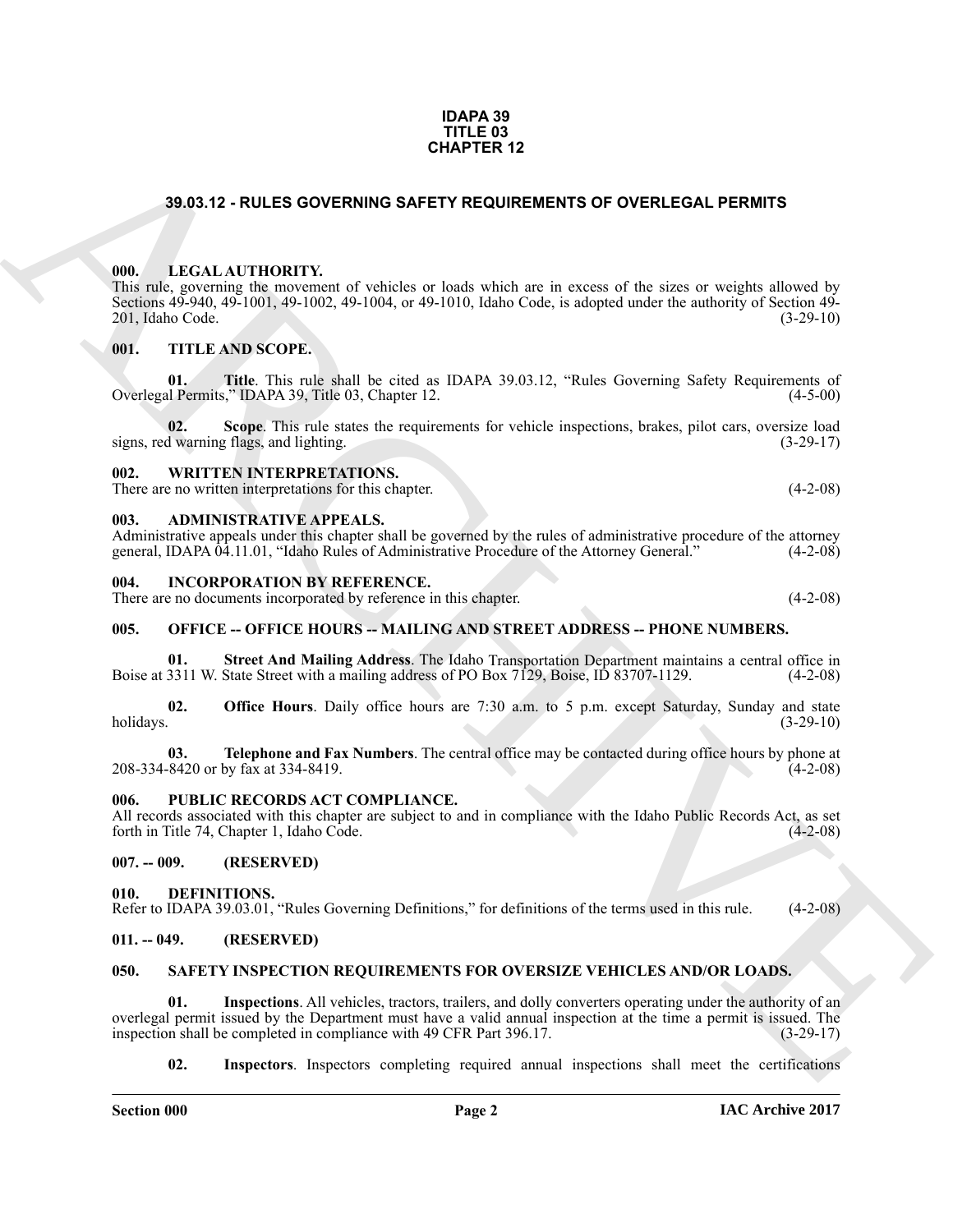**IDAPA 39**
**TITLE 03**
**CHAPTER 12**

## 39.03.12 - RULES GOVERNING SAFETY REQUIREMENTS OF OVERLEGAL PERMITS

### 000. LEGAL AUTHORITY.

This rule, governing the movement of vehicles or loads which are in excess of the sizes or weights allowed by Sections 49-940, 49-1001, 49-1002, 49-1004, or 49-1010, Idaho Code, is adopted under the authority of Section 49-201, Idaho Code. (3-29-10)

### 001. TITLE AND SCOPE.

**01. Title**. This rule shall be cited as IDAPA 39.03.12, "Rules Governing Safety Requirements of Overlegal Permits," IDAPA 39, Title 03, Chapter 12. (4-5-00)

**02. Scope**. This rule states the requirements for vehicle inspections, brakes, pilot cars, oversize load signs, red warning flags, and lighting. (3-29-17)

### 002. WRITTEN INTERPRETATIONS.

There are no written interpretations for this chapter. (4-2-08)

### 003. ADMINISTRATIVE APPEALS.

Administrative appeals under this chapter shall be governed by the rules of administrative procedure of the attorney general, IDAPA 04.11.01, "Idaho Rules of Administrative Procedure of the Attorney General." (4-2-08)

### 004. INCORPORATION BY REFERENCE.

There are no documents incorporated by reference in this chapter. (4-2-08)

### 005. OFFICE -- OFFICE HOURS -- MAILING AND STREET ADDRESS -- PHONE NUMBERS.

**01. Street And Mailing Address**. The Idaho Transportation Department maintains a central office in Boise at 3311 W. State Street with a mailing address of PO Box 7129, Boise, ID 83707-1129. (4-2-08)

**02. Office Hours**. Daily office hours are 7:30 a.m. to 5 p.m. except Saturday, Sunday and state holidays. (3-29-10)

**03. Telephone and Fax Numbers**. The central office may be contacted during office hours by phone at 208-334-8420 or by fax at 334-8419. (4-2-08)

### 006. PUBLIC RECORDS ACT COMPLIANCE.

All records associated with this chapter are subject to and in compliance with the Idaho Public Records Act, as set forth in Title 74, Chapter 1, Idaho Code. (4-2-08)

### 007. -- 009. (RESERVED)

### 010. DEFINITIONS.

Refer to IDAPA 39.03.01, "Rules Governing Definitions," for definitions of the terms used in this rule. (4-2-08)

### 011. -- 049. (RESERVED)

### 050. SAFETY INSPECTION REQUIREMENTS FOR OVERSIZE VEHICLES AND/OR LOADS.

**01. Inspections**. All vehicles, tractors, trailers, and dolly converters operating under the authority of an overlegal permit issued by the Department must have a valid annual inspection at the time a permit is issued. The inspection shall be completed in compliance with 49 CFR Part 396.17. (3-29-17)

**02. Inspectors**. Inspectors completing required annual inspections shall meet the certifications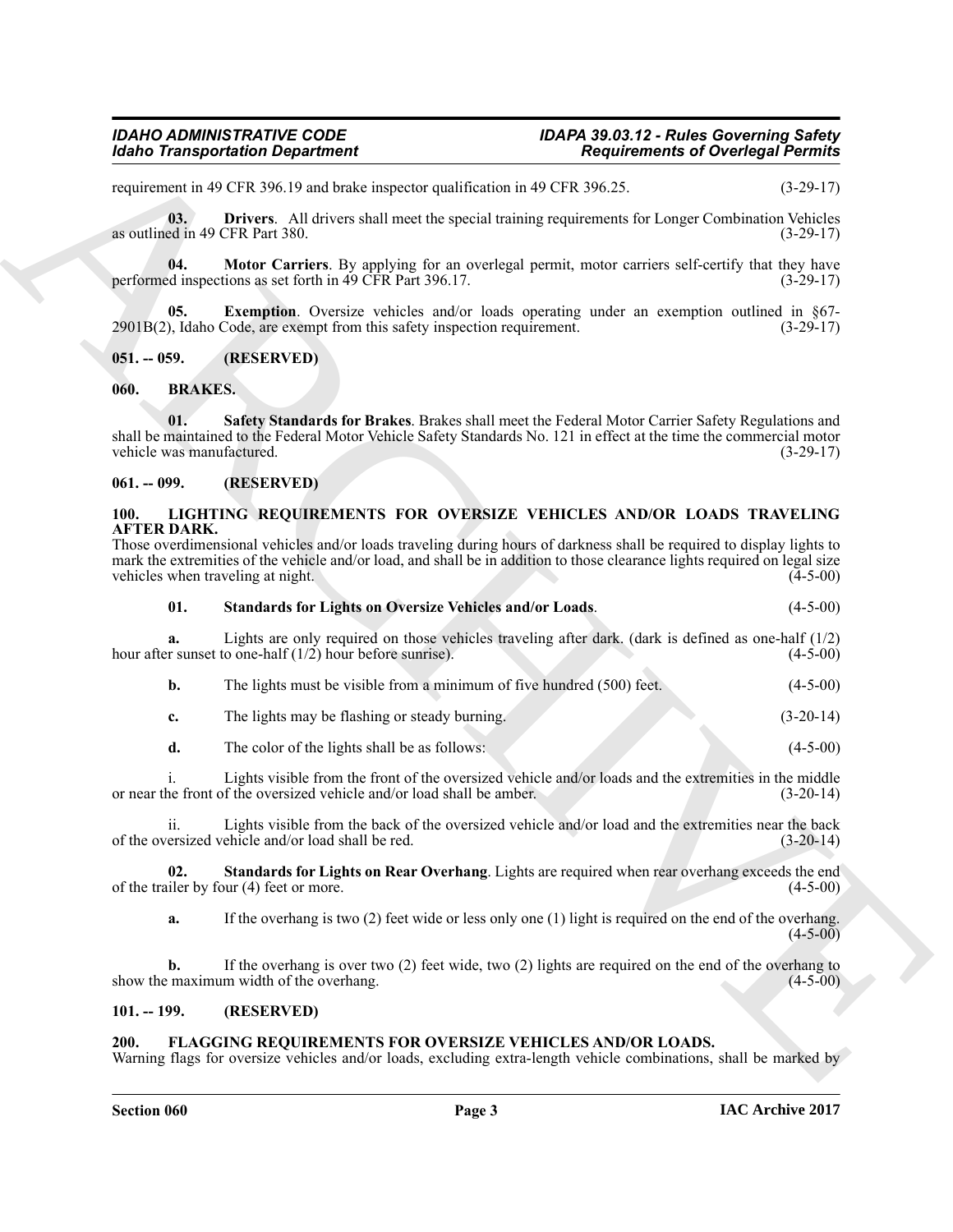requirement in 49 CFR 396.19 and brake inspector qualification in 49 CFR 396.25. (3-29-17)

**03. Drivers**. All drivers shall meet the special training requirements for Longer Combination Vehicles as outlined in 49 CFR Part 380. (3-29-17)

**04. Motor Carriers**. By applying for an overlegal permit, motor carriers self-certify that they have performed inspections as set forth in 49 CFR Part 396.17. (3-29-17)

**05. Exemption**. Oversize vehicles and/or loads operating under an exemption outlined in §67-2901B(2), Idaho Code, are exempt from this safety inspection requirement. (3-29-17)

## 051. -- 059. (RESERVED)

## 060. BRAKES.

**01. Safety Standards for Brakes**. Brakes shall meet the Federal Motor Carrier Safety Regulations and shall be maintained to the Federal Motor Vehicle Safety Standards No. 121 in effect at the time the commercial motor vehicle was manufactured. (3-29-17)

## 061. -- 099. (RESERVED)

## 100. LIGHTING REQUIREMENTS FOR OVERSIZE VEHICLES AND/OR LOADS TRAVELING AFTER DARK.

Those overdimensional vehicles and/or loads traveling during hours of darkness shall be required to display lights to mark the extremities of the vehicle and/or load, and shall be in addition to those clearance lights required on legal size vehicles when traveling at night. (4-5-00)

**01. Standards for Lights on Oversize Vehicles and/or Loads**. (4-5-00)

**a.** Lights are only required on those vehicles traveling after dark. (dark is defined as one-half (1/2) hour after sunset to one-half (1/2) hour before sunrise). (4-5-00)

**b.** The lights must be visible from a minimum of five hundred (500) feet. (4-5-00)

**c.** The lights may be flashing or steady burning. (3-20-14)

**d.** The color of the lights shall be as follows: (4-5-00)

i. Lights visible from the front of the oversized vehicle and/or loads and the extremities in the middle or near the front of the oversized vehicle and/or load shall be amber. (3-20-14)

ii. Lights visible from the back of the oversized vehicle and/or load and the extremities near the back of the oversized vehicle and/or load shall be red. (3-20-14)

**02. Standards for Lights on Rear Overhang**. Lights are required when rear overhang exceeds the end of the trailer by four (4) feet or more. (4-5-00)

**a.** If the overhang is two (2) feet wide or less only one (1) light is required on the end of the overhang. (4-5-00)

**b.** If the overhang is over two (2) feet wide, two (2) lights are required on the end of the overhang to show the maximum width of the overhang. (4-5-00)

## 101. -- 199. (RESERVED)

## 200. FLAGGING REQUIREMENTS FOR OVERSIZE VEHICLES AND/OR LOADS.

Warning flags for oversize vehicles and/or loads, excluding extra-length vehicle combinations, shall be marked by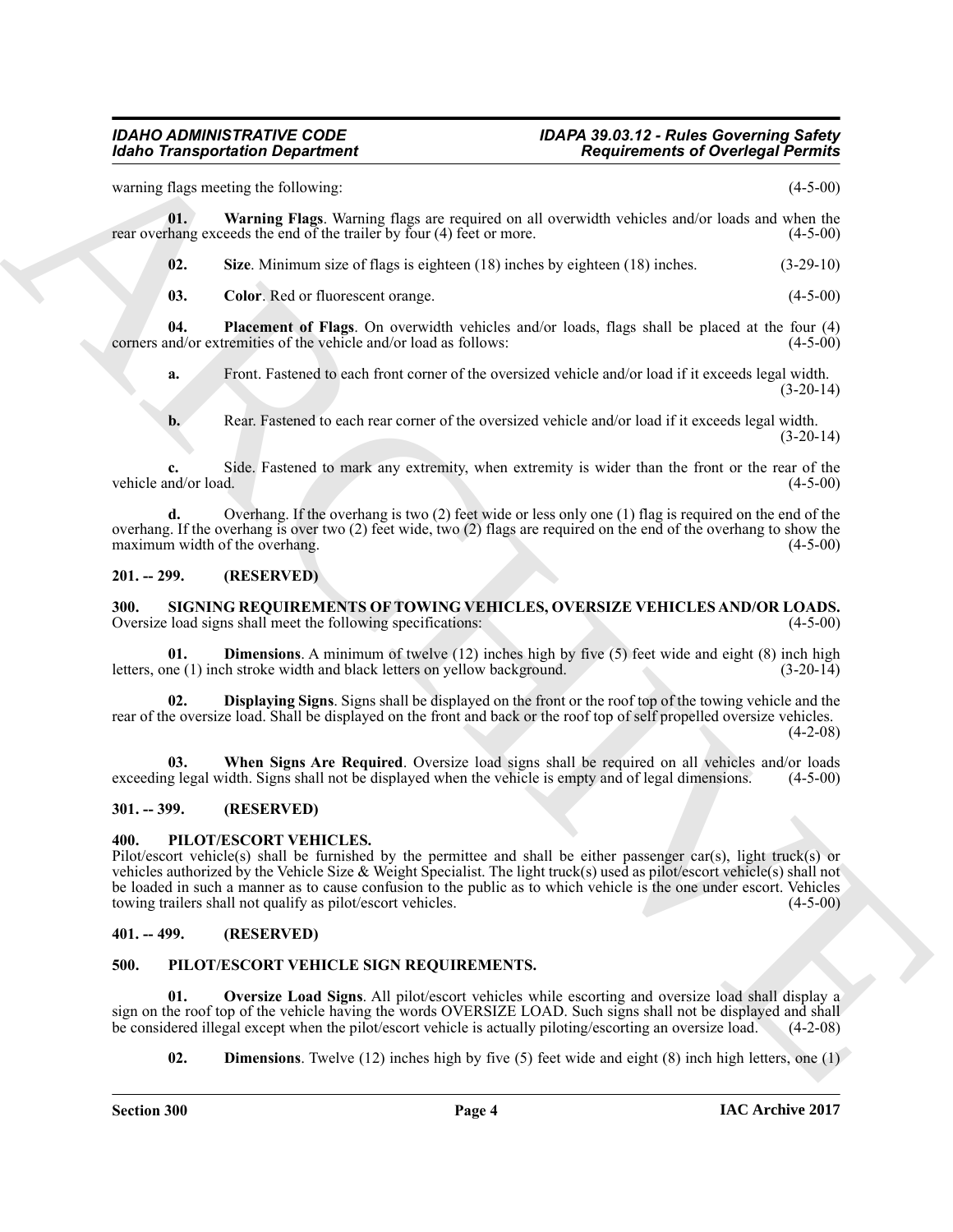warning flags meeting the following: (4-5-00)

**01. Warning Flags**. Warning flags are required on all overwidth vehicles and/or loads and when the rear overhang exceeds the end of the trailer by four (4) feet or more. (4-5-00)

**02. Size**. Minimum size of flags is eighteen (18) inches by eighteen (18) inches. (3-29-10)

**03. Color**. Red or fluorescent orange. (4-5-00)

**04. Placement of Flags**. On overwidth vehicles and/or loads, flags shall be placed at the four (4) corners and/or extremities of the vehicle and/or load as follows: (4-5-00)

**a.** Front. Fastened to each front corner of the oversized vehicle and/or load if it exceeds legal width. (3-20-14)

**b.** Rear. Fastened to each rear corner of the oversized vehicle and/or load if it exceeds legal width. (3-20-14)

**c.** Side. Fastened to mark any extremity, when extremity is wider than the front or the rear of the vehicle and/or load. (4-5-00)

**d.** Overhang. If the overhang is two (2) feet wide or less only one (1) flag is required on the end of the overhang. If the overhang is over two (2) feet wide, two (2) flags are required on the end of the overhang to show the maximum width of the overhang. (4-5-00)

## 201. -- 299. (RESERVED)

## 300. SIGNING REQUIREMENTS OF TOWING VEHICLES, OVERSIZE VEHICLES AND/OR LOADS.

Oversize load signs shall meet the following specifications: (4-5-00)

**01. Dimensions**. A minimum of twelve (12) inches high by five (5) feet wide and eight (8) inch high letters, one (1) inch stroke width and black letters on yellow background. (3-20-14)

**02. Displaying Signs**. Signs shall be displayed on the front or the roof top of the towing vehicle and the rear of the oversize load. Shall be displayed on the front and back or the roof top of self propelled oversize vehicles. (4-2-08)

**03. When Signs Are Required**. Oversize load signs shall be required on all vehicles and/or loads exceeding legal width. Signs shall not be displayed when the vehicle is empty and of legal dimensions. (4-5-00)

## 301. -- 399. (RESERVED)

## 400. PILOT/ESCORT VEHICLES.

Pilot/escort vehicle(s) shall be furnished by the permittee and shall be either passenger car(s), light truck(s) or vehicles authorized by the Vehicle Size & Weight Specialist. The light truck(s) used as pilot/escort vehicle(s) shall not be loaded in such a manner as to cause confusion to the public as to which vehicle is the one under escort. Vehicles towing trailers shall not qualify as pilot/escort vehicles. (4-5-00)

## 401. -- 499. (RESERVED)

## 500. PILOT/ESCORT VEHICLE SIGN REQUIREMENTS.

**01. Oversize Load Signs**. All pilot/escort vehicles while escorting and oversize load shall display a sign on the roof top of the vehicle having the words OVERSIZE LOAD. Such signs shall not be displayed and shall be considered illegal except when the pilot/escort vehicle is actually piloting/escorting an oversize load. (4-2-08)

**02. Dimensions**. Twelve (12) inches high by five (5) feet wide and eight (8) inch high letters, one (1)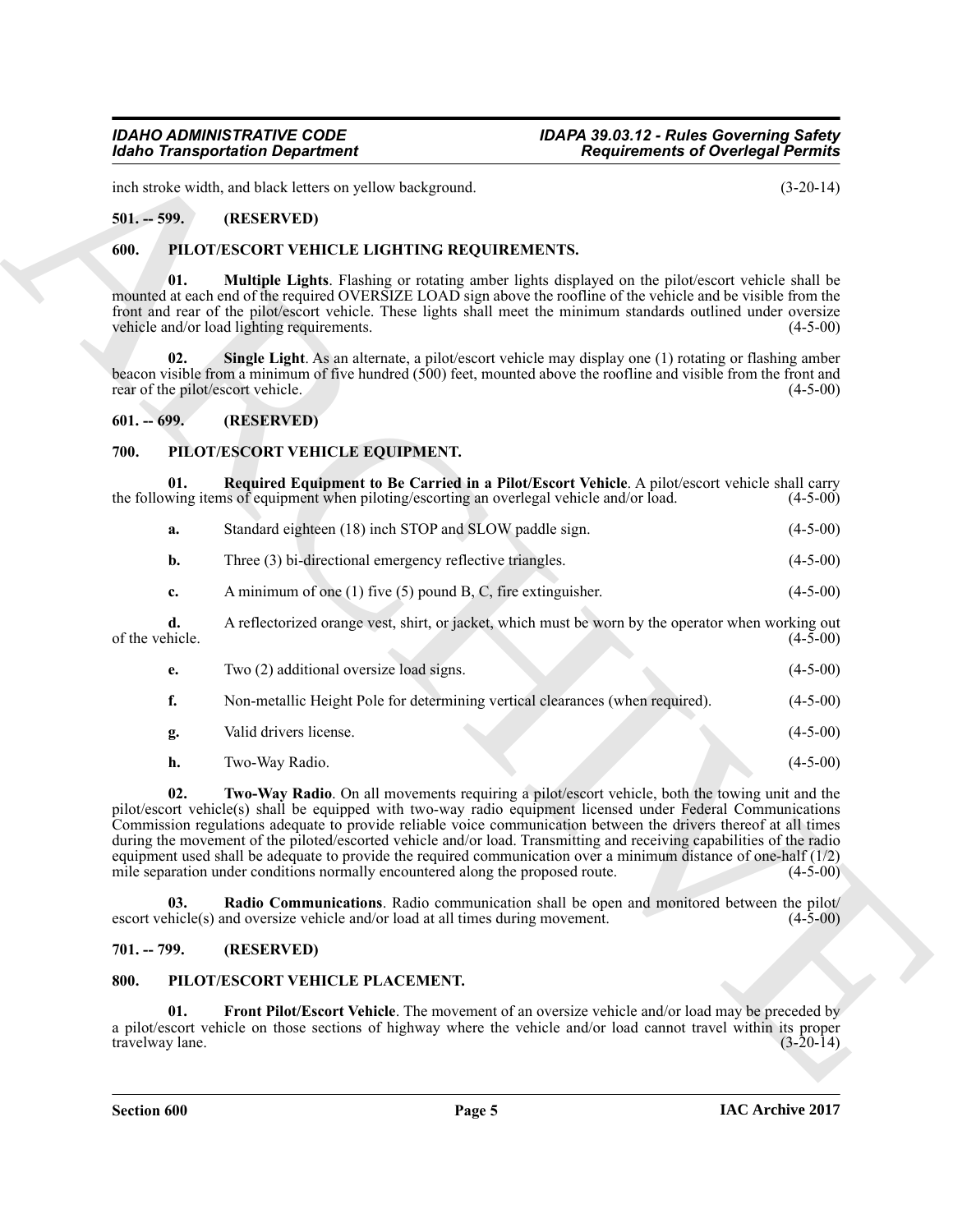inch stroke width, and black letters on yellow background. (3-20-14)

## 501. -- 599. (RESERVED)

## 600. PILOT/ESCORT VEHICLE LIGHTING REQUIREMENTS.

**01. Multiple Lights**. Flashing or rotating amber lights displayed on the pilot/escort vehicle shall be mounted at each end of the required OVERSIZE LOAD sign above the roofline of the vehicle and be visible from the front and rear of the pilot/escort vehicle. These lights shall meet the minimum standards outlined under oversize vehicle and/or load lighting requirements. (4-5-00)

**02. Single Light**. As an alternate, a pilot/escort vehicle may display one (1) rotating or flashing amber beacon visible from a minimum of five hundred (500) feet, mounted above the roofline and visible from the front and rear of the pilot/escort vehicle. (4-5-00)

## 601. -- 699. (RESERVED)

## 700. PILOT/ESCORT VEHICLE EQUIPMENT.

**01. Required Equipment to Be Carried in a Pilot/Escort Vehicle**. A pilot/escort vehicle shall carry the following items of equipment when piloting/escorting an overlegal vehicle and/or load. (4-5-00)

**a.** Standard eighteen (18) inch STOP and SLOW paddle sign. (4-5-00)

**b.** Three (3) bi-directional emergency reflective triangles. (4-5-00)

**c.** A minimum of one (1) five (5) pound B, C, fire extinguisher. (4-5-00)

**d.** A reflectorized orange vest, shirt, or jacket, which must be worn by the operator when working out of the vehicle. (4-5-00)

**e.** Two (2) additional oversize load signs. (4-5-00)

**f.** Non-metallic Height Pole for determining vertical clearances (when required). (4-5-00)

**g.** Valid drivers license. (4-5-00)

**h.** Two-Way Radio. (4-5-00)

**02. Two-Way Radio**. On all movements requiring a pilot/escort vehicle, both the towing unit and the pilot/escort vehicle(s) shall be equipped with two-way radio equipment licensed under Federal Communications Commission regulations adequate to provide reliable voice communication between the drivers thereof at all times during the movement of the piloted/escorted vehicle and/or load. Transmitting and receiving capabilities of the radio equipment used shall be adequate to provide the required communication over a minimum distance of one-half (1/2) mile separation under conditions normally encountered along the proposed route. (4-5-00)

**03. Radio Communications**. Radio communication shall be open and monitored between the pilot/escort vehicle(s) and oversize vehicle and/or load at all times during movement. (4-5-00)

## 701. -- 799. (RESERVED)

## 800. PILOT/ESCORT VEHICLE PLACEMENT.

**01. Front Pilot/Escort Vehicle**. The movement of an oversize vehicle and/or load may be preceded by a pilot/escort vehicle on those sections of highway where the vehicle and/or load cannot travel within its proper travelway lane. (3-20-14)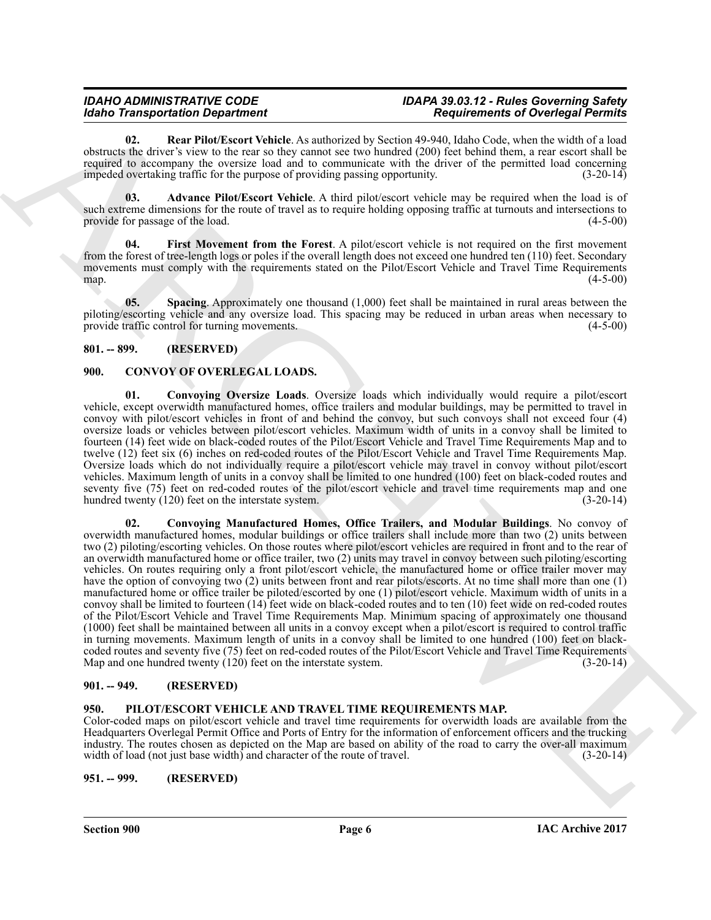**02. Rear Pilot/Escort Vehicle**. As authorized by Section 49-940, Idaho Code, when the width of a load obstructs the driver's view to the rear so they cannot see two hundred (200) feet behind them, a rear escort shall be required to accompany the oversize load and to communicate with the driver of the permitted load concerning impeded overtaking traffic for the purpose of providing passing opportunity. (3-20-14)

**03. Advance Pilot/Escort Vehicle**. A third pilot/escort vehicle may be required when the load is of such extreme dimensions for the route of travel as to require holding opposing traffic at turnouts and intersections to provide for passage of the load. (4-5-00)

**04. First Movement from the Forest**. A pilot/escort vehicle is not required on the first movement from the forest of tree-length logs or poles if the overall length does not exceed one hundred ten (110) feet. Secondary movements must comply with the requirements stated on the Pilot/Escort Vehicle and Travel Time Requirements map. (4-5-00)

**05. Spacing**. Approximately one thousand (1,000) feet shall be maintained in rural areas between the piloting/escorting vehicle and any oversize load. This spacing may be reduced in urban areas when necessary to provide traffic control for turning movements. (4-5-00)

## 801. -- 899. (RESERVED)

## 900. CONVOY OF OVERLEGAL LOADS.

**01. Convoying Oversize Loads**. Oversize loads which individually would require a pilot/escort vehicle, except overwidth manufactured homes, office trailers and modular buildings, may be permitted to travel in convoy with pilot/escort vehicles in front of and behind the convoy, but such convoys shall not exceed four (4) oversize loads or vehicles between pilot/escort vehicles. Maximum width of units in a convoy shall be limited to fourteen (14) feet wide on black-coded routes of the Pilot/Escort Vehicle and Travel Time Requirements Map and to twelve (12) feet six (6) inches on red-coded routes of the Pilot/Escort Vehicle and Travel Time Requirements Map. Oversize loads which do not individually require a pilot/escort vehicle may travel in convoy without pilot/escort vehicles. Maximum length of units in a convoy shall be limited to one hundred (100) feet on black-coded routes and seventy five (75) feet on red-coded routes of the pilot/escort vehicle and travel time requirements map and one hundred twenty (120) feet on the interstate system. (3-20-14)

**02. Convoying Manufactured Homes, Office Trailers, and Modular Buildings**. No convoy of overwidth manufactured homes, modular buildings or office trailers shall include more than two (2) units between two (2) piloting/escorting vehicles. On those routes where pilot/escort vehicles are required in front and to the rear of an overwidth manufactured home or office trailer, two (2) units may travel in convoy between such piloting/escorting vehicles. On routes requiring only a front pilot/escort vehicle, the manufactured home or office trailer mover may have the option of convoying two (2) units between front and rear pilots/escorts. At no time shall more than one (1) manufactured home or office trailer be piloted/escorted by one (1) pilot/escort vehicle. Maximum width of units in a convoy shall be limited to fourteen (14) feet wide on black-coded routes and to ten (10) feet wide on red-coded routes of the Pilot/Escort Vehicle and Travel Time Requirements Map. Minimum spacing of approximately one thousand (1000) feet shall be maintained between all units in a convoy except when a pilot/escort is required to control traffic in turning movements. Maximum length of units in a convoy shall be limited to one hundred (100) feet on black-coded routes and seventy five (75) feet on red-coded routes of the Pilot/Escort Vehicle and Travel Time Requirements Map and one hundred twenty (120) feet on the interstate system. (3-20-14)

## 901. -- 949. (RESERVED)

## 950. PILOT/ESCORT VEHICLE AND TRAVEL TIME REQUIREMENTS MAP.

Color-coded maps on pilot/escort vehicle and travel time requirements for overwidth loads are available from the Headquarters Overlegal Permit Office and Ports of Entry for the information of enforcement officers and the trucking industry. The routes chosen as depicted on the Map are based on ability of the road to carry the over-all maximum width of load (not just base width) and character of the route of travel. (3-20-14)

## 951. -- 999. (RESERVED)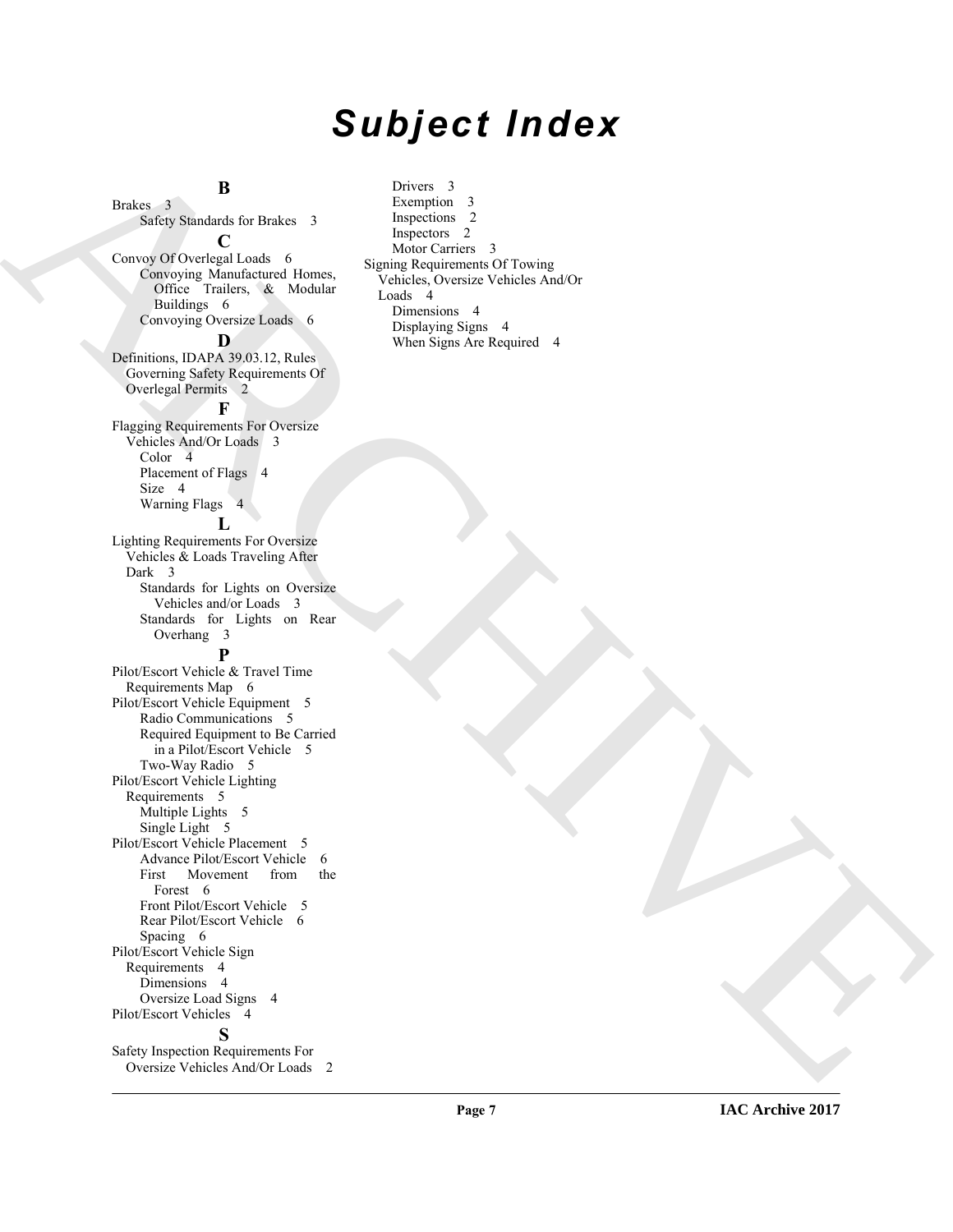# Subject Index

**B**

Brakes 3
- Safety Standards for Brakes 3

**C**

Convoy Of Overlegal Loads 6
- Convoying Manufactured Homes, Office Trailers, & Modular Buildings 6
- Convoying Oversize Loads 6

**D**

Definitions, IDAPA 39.03.12, Rules Governing Safety Requirements Of Overlegal Permits 2

**F**

Flagging Requirements For Oversize Vehicles And/Or Loads 3
- Color 4
- Placement of Flags 4
- Size 4
- Warning Flags 4

**L**

Lighting Requirements For Oversize Vehicles & Loads Traveling After Dark 3
- Standards for Lights on Oversize Vehicles and/or Loads 3
- Standards for Lights on Rear Overhang 3

**P**

Pilot/Escort Vehicle & Travel Time Requirements Map 6

Pilot/Escort Vehicle Equipment 5
- Radio Communications 5
- Required Equipment to Be Carried in a Pilot/Escort Vehicle 5
- Two-Way Radio 5

Pilot/Escort Vehicle Lighting Requirements 5
- Multiple Lights 5
- Single Light 5

Pilot/Escort Vehicle Placement 5
- Advance Pilot/Escort Vehicle 6
- First Movement from the Forest 6
- Front Pilot/Escort Vehicle 5
- Rear Pilot/Escort Vehicle 6
- Spacing 6

Pilot/Escort Vehicle Sign Requirements 4
- Dimensions 4
- Oversize Load Signs 4

Pilot/Escort Vehicles 4

**S**

Safety Inspection Requirements For Oversize Vehicles And/Or Loads 2
- Drivers 3
- Exemption 3
- Inspections 2
- Inspectors 2
- Motor Carriers 3

Signing Requirements Of Towing Vehicles, Oversize Vehicles And/Or Loads 4
- Dimensions 4
- Displaying Signs 4
- When Signs Are Required 4